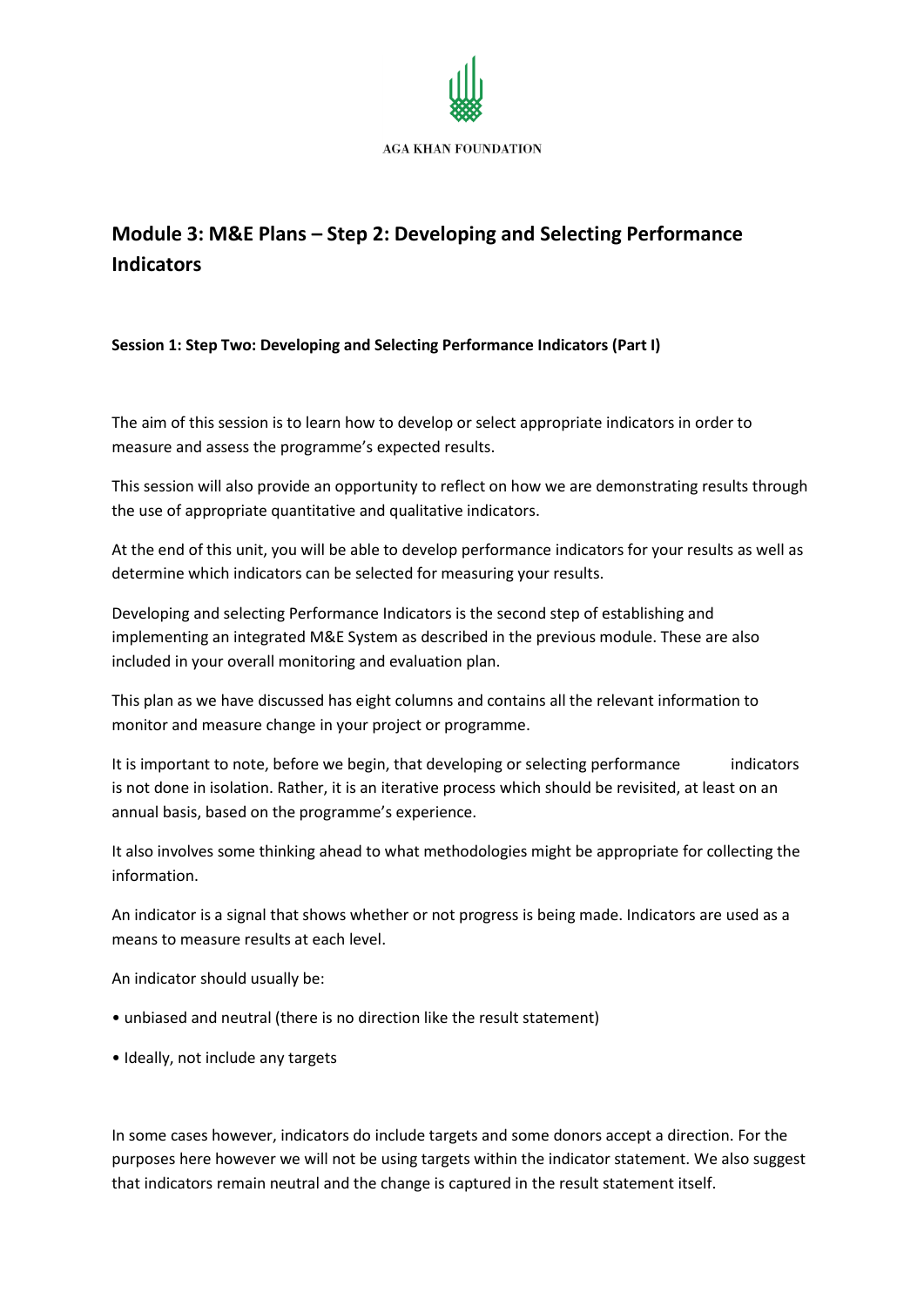AGA KHAN FOUNDATION

# Module 3: M&E Plans – Step 2: Developing and Selecting Performance Indicators

**Session 1: Step Two: Developing and Selecting Performance Indicators (Part I)**

The aim of this session is to learn how to develop or select appropriate indicators in order to measure and assess the programme's expected results.

This session will also provide an opportunity to reflect on how we are demonstrating results through the use of appropriate quantitative and qualitative indicators.

At the end of this unit, you will be able to develop performance indicators for your results as well as determine which indicators can be selected for measuring your results.

Developing and selecting Performance Indicators is the second step of establishing and implementing an integrated M&E System as described in the previous module. These are also included in your overall monitoring and evaluation plan.

This plan as we have discussed has eight columns and contains all the relevant information to monitor and measure change in your project or programme.

It is important to note, before we begin, that developing or selecting performance indicators is not done in isolation. Rather, it is an iterative process which should be revisited, at least on an annual basis, based on the programme's experience.

It also involves some thinking ahead to what methodologies might be appropriate for collecting the information.

An indicator is a signal that shows whether or not progress is being made. Indicators are used as a means to measure results at each level.

An indicator should usually be:

- unbiased and neutral (there is no direction like the result statement)
- Ideally, not include any targets

In some cases however, indicators do include targets and some donors accept a direction. For the purposes here however we will not be using targets within the indicator statement. We also suggest that indicators remain neutral and the change is captured in the result statement itself.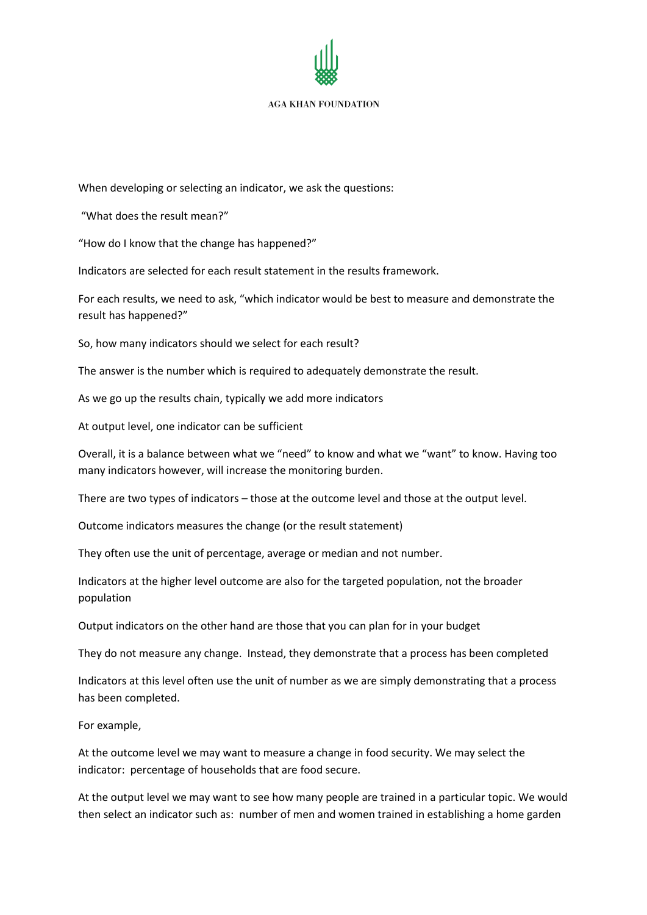When developing or selecting an indicator, we ask the questions:

"What does the result mean?"

"How do I know that the change has happened?"

Indicators are selected for each result statement in the results framework.

For each results, we need to ask, "which indicator would be best to measure and demonstrate the result has happened?"

So, how many indicators should we select for each result?

The answer is the number which is required to adequately demonstrate the result.

As we go up the results chain, typically we add more indicators

At output level, one indicator can be sufficient

Overall, it is a balance between what we "need" to know and what we "want" to know. Having too many indicators however, will increase the monitoring burden.

There are two types of indicators – those at the outcome level and those at the output level.

Outcome indicators measures the change (or the result statement)

They often use the unit of percentage, average or median and not number.

Indicators at the higher level outcome are also for the targeted population, not the broader population

Output indicators on the other hand are those that you can plan for in your budget

They do not measure any change. Instead, they demonstrate that a process has been completed

Indicators at this level often use the unit of number as we are simply demonstrating that a process has been completed.

For example,

At the outcome level we may want to measure a change in food security. We may select the indicator: percentage of households that are food secure.

At the output level we may want to see how many people are trained in a particular topic. We would then select an indicator such as: number of men and women trained in establishing a home garden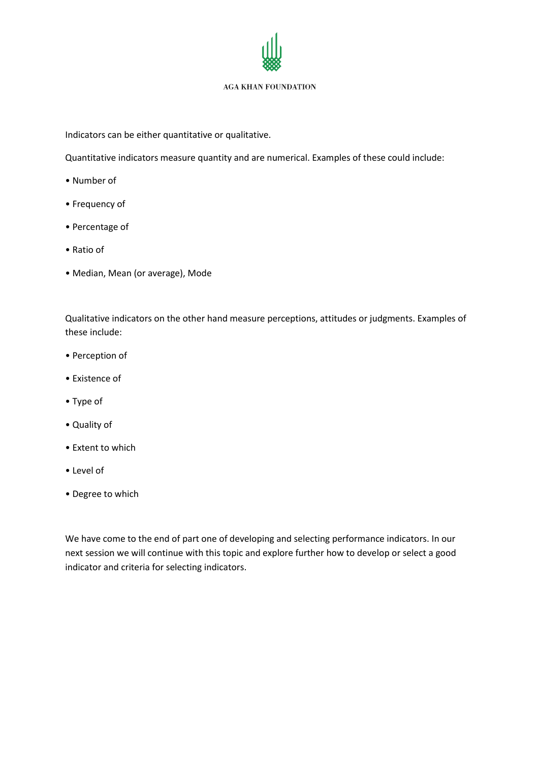Indicators can be either quantitative or qualitative.

Quantitative indicators measure quantity and are numerical. Examples of these could include:

- Number of
- Frequency of
- Percentage of
- Ratio of
- Median, Mean (or average), Mode

Qualitative indicators on the other hand measure perceptions, attitudes or judgments. Examples of these include:

- Perception of
- Existence of
- Type of
- Quality of
- Extent to which
- Level of
- Degree to which

We have come to the end of part one of developing and selecting performance indicators. In our next session we will continue with this topic and explore further how to develop or select a good indicator and criteria for selecting indicators.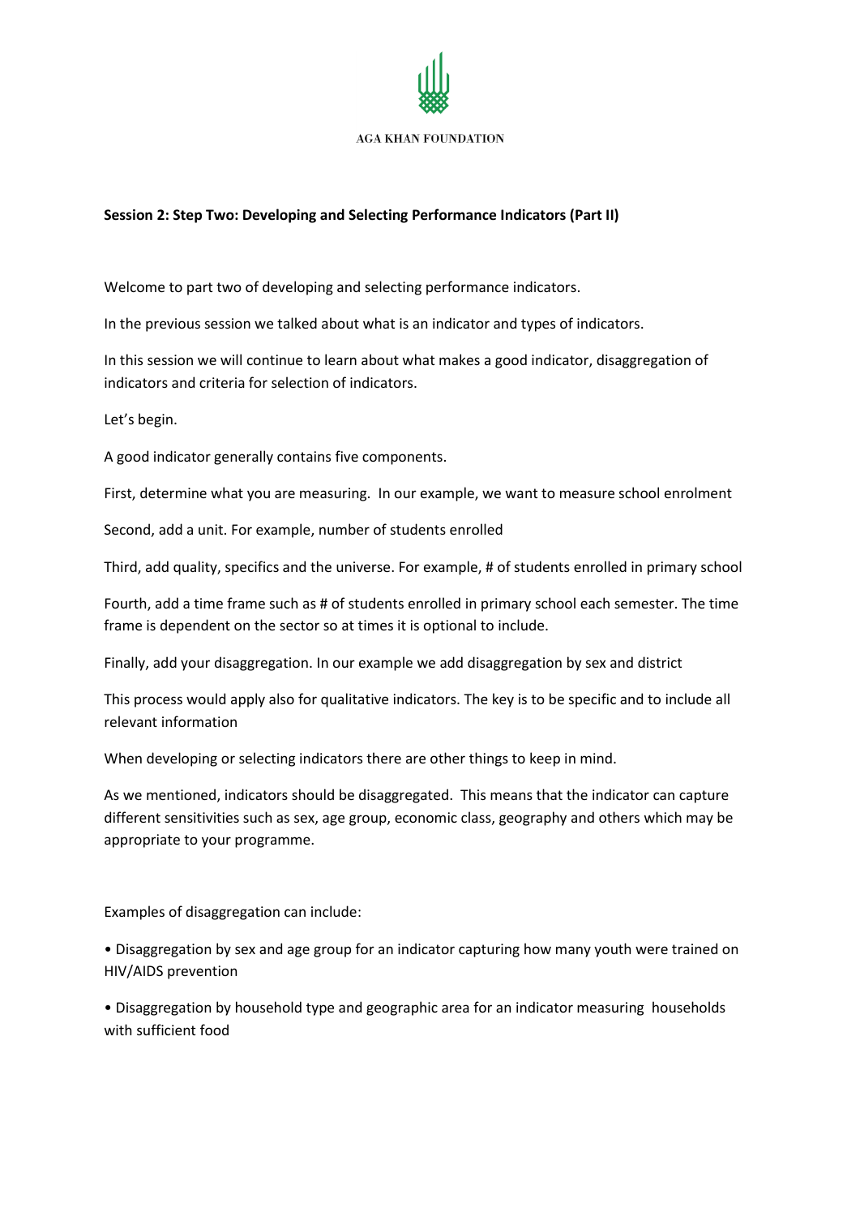AGA KHAN FOUNDATION

**Session 2: Step Two: Developing and Selecting Performance Indicators (Part II)**

Welcome to part two of developing and selecting performance indicators.

In the previous session we talked about what is an indicator and types of indicators.

In this session we will continue to learn about what makes a good indicator, disaggregation of indicators and criteria for selection of indicators.

Let's begin.

A good indicator generally contains five components.

First, determine what you are measuring. In our example, we want to measure school enrolment

Second, add a unit. For example, number of students enrolled

Third, add quality, specifics and the universe. For example, # of students enrolled in primary school

Fourth, add a time frame such as # of students enrolled in primary school each semester. The time frame is dependent on the sector so at times it is optional to include.

Finally, add your disaggregation. In our example we add disaggregation by sex and district

This process would apply also for qualitative indicators. The key is to be specific and to include all relevant information

When developing or selecting indicators there are other things to keep in mind.

As we mentioned, indicators should be disaggregated. This means that the indicator can capture different sensitivities such as sex, age group, economic class, geography and others which may be appropriate to your programme.

Examples of disaggregation can include:

- Disaggregation by sex and age group for an indicator capturing how many youth were trained on HIV/AIDS prevention
- Disaggregation by household type and geographic area for an indicator measuring households with sufficient food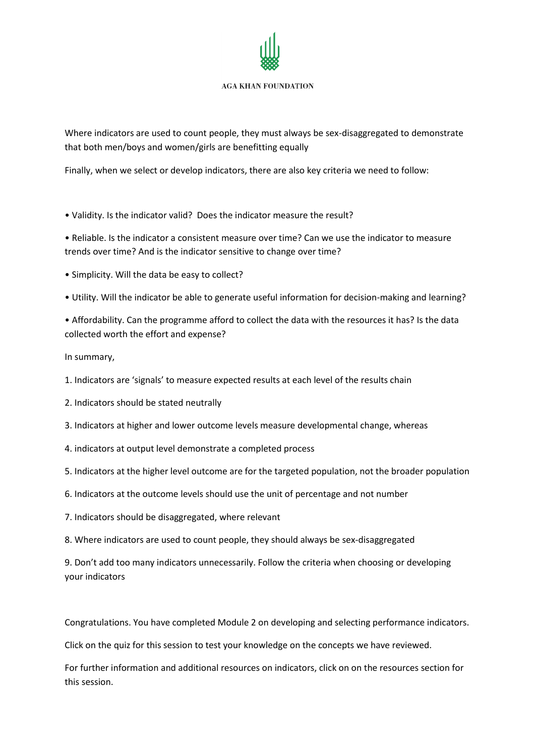Where indicators are used to count people, they must always be sex-disaggregated to demonstrate that both men/boys and women/girls are benefitting equally

Finally, when we select or develop indicators, there are also key criteria we need to follow:

- Validity. Is the indicator valid? Does the indicator measure the result?
- Reliable. Is the indicator a consistent measure over time? Can we use the indicator to measure trends over time? And is the indicator sensitive to change over time?
- Simplicity. Will the data be easy to collect?
- Utility. Will the indicator be able to generate useful information for decision-making and learning?
- Affordability. Can the programme afford to collect the data with the resources it has? Is the data collected worth the effort and expense?

In summary,

1. Indicators are 'signals' to measure expected results at each level of the results chain
2. Indicators should be stated neutrally
3. Indicators at higher and lower outcome levels measure developmental change, whereas
4. indicators at output level demonstrate a completed process
5. Indicators at the higher level outcome are for the targeted population, not the broader population
6. Indicators at the outcome levels should use the unit of percentage and not number
7. Indicators should be disaggregated, where relevant
8. Where indicators are used to count people, they should always be sex-disaggregated
9. Don't add too many indicators unnecessarily. Follow the criteria when choosing or developing your indicators

Congratulations. You have completed Module 2 on developing and selecting performance indicators.

Click on the quiz for this session to test your knowledge on the concepts we have reviewed.

For further information and additional resources on indicators, click on on the resources section for this session.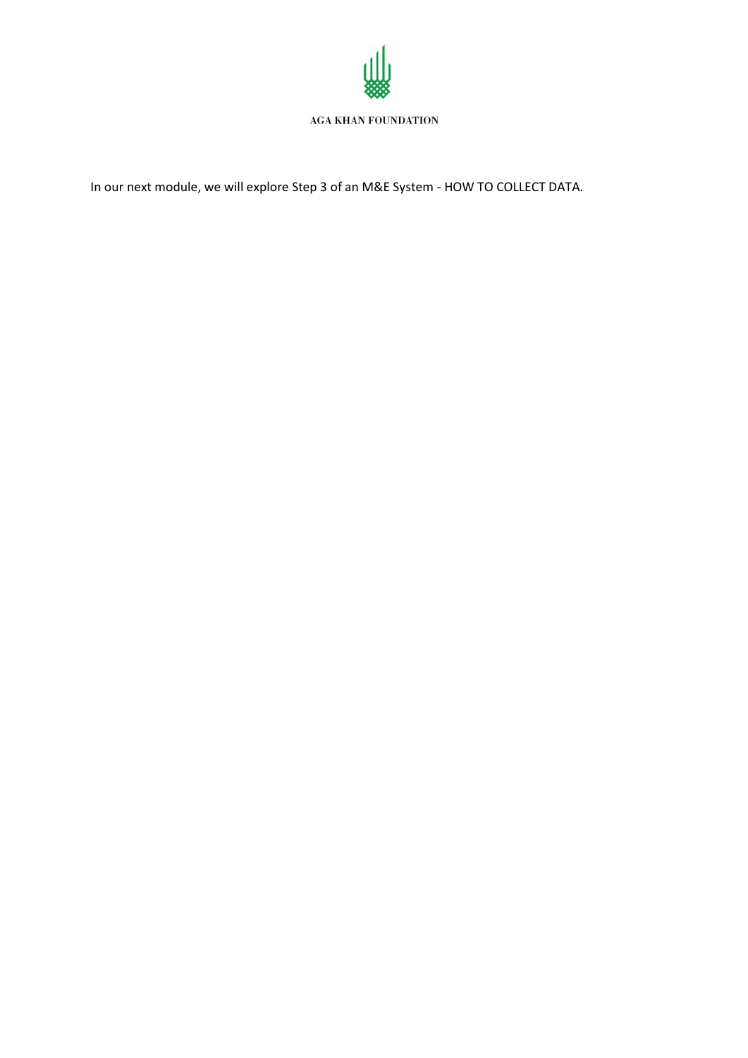AGA KHAN FOUNDATION

In our next module, we will explore Step 3 of an M&E System - HOW TO COLLECT DATA.